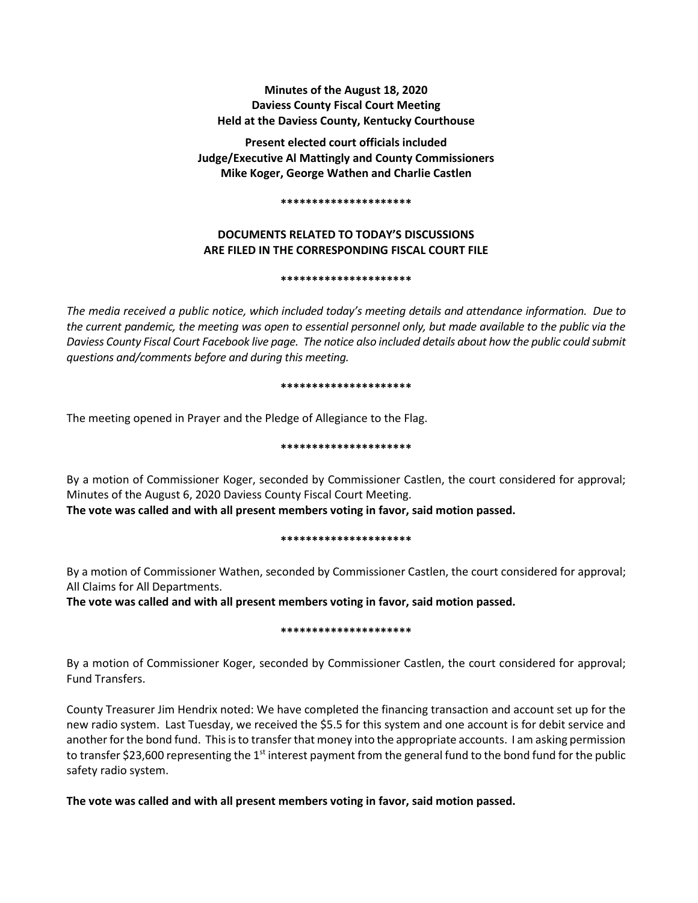**Minutes of the August 18, 2020**
**Daviess County Fiscal Court Meeting**
**Held at the Daviess County, Kentucky Courthouse**

**Present elected court officials included**
**Judge/Executive Al Mattingly and County Commissioners**
**Mike Koger, George Wathen and Charlie Castlen**

*********************

**DOCUMENTS RELATED TO TODAY'S DISCUSSIONS ARE FILED IN THE CORRESPONDING FISCAL COURT FILE**

*********************

*The media received a public notice, which included today's meeting details and attendance information. Due to the current pandemic, the meeting was open to essential personnel only, but made available to the public via the Daviess County Fiscal Court Facebook live page. The notice also included details about how the public could submit questions and/comments before and during this meeting.*

*********************

The meeting opened in Prayer and the Pledge of Allegiance to the Flag.

*********************

By a motion of Commissioner Koger, seconded by Commissioner Castlen, the court considered for approval; Minutes of the August 6, 2020 Daviess County Fiscal Court Meeting.

**The vote was called and with all present members voting in favor, said motion passed.**

*********************

By a motion of Commissioner Wathen, seconded by Commissioner Castlen, the court considered for approval; All Claims for All Departments.

**The vote was called and with all present members voting in favor, said motion passed.**

*********************

By a motion of Commissioner Koger, seconded by Commissioner Castlen, the court considered for approval; Fund Transfers.

County Treasurer Jim Hendrix noted: We have completed the financing transaction and account set up for the new radio system. Last Tuesday, we received the $5.5 for this system and one account is for debit service and another for the bond fund. This is to transfer that money into the appropriate accounts. I am asking permission to transfer $23,600 representing the 1st interest payment from the general fund to the bond fund for the public safety radio system.

**The vote was called and with all present members voting in favor, said motion passed.**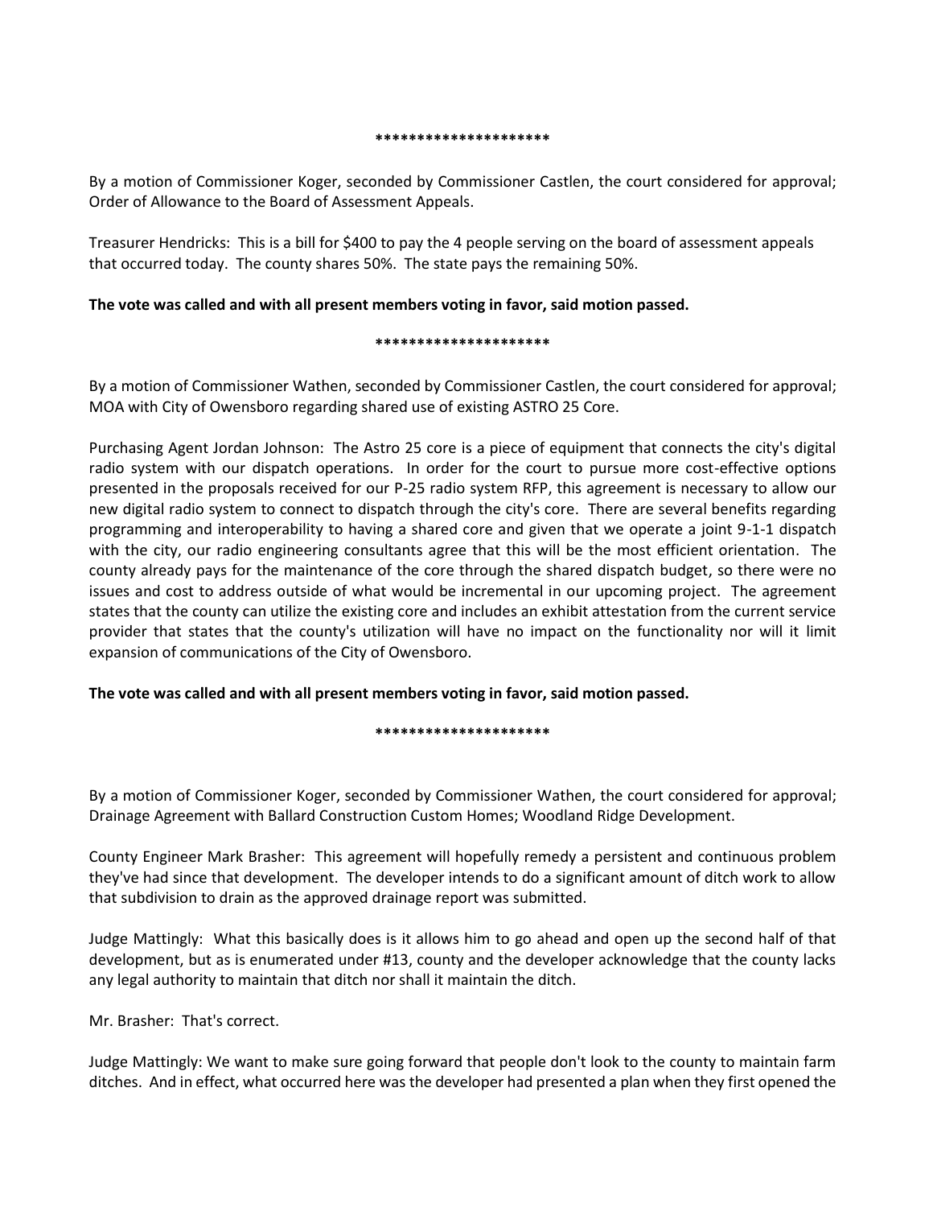*********************

By a motion of Commissioner Koger, seconded by Commissioner Castlen, the court considered for approval; Order of Allowance to the Board of Assessment Appeals.

Treasurer Hendricks: This is a bill for $400 to pay the 4 people serving on the board of assessment appeals that occurred today. The county shares 50%. The state pays the remaining 50%.

**The vote was called and with all present members voting in favor, said motion passed.**

*********************

By a motion of Commissioner Wathen, seconded by Commissioner Castlen, the court considered for approval; MOA with City of Owensboro regarding shared use of existing ASTRO 25 Core.

Purchasing Agent Jordan Johnson: The Astro 25 core is a piece of equipment that connects the city's digital radio system with our dispatch operations. In order for the court to pursue more cost-effective options presented in the proposals received for our P-25 radio system RFP, this agreement is necessary to allow our new digital radio system to connect to dispatch through the city's core. There are several benefits regarding programming and interoperability to having a shared core and given that we operate a joint 9-1-1 dispatch with the city, our radio engineering consultants agree that this will be the most efficient orientation. The county already pays for the maintenance of the core through the shared dispatch budget, so there were no issues and cost to address outside of what would be incremental in our upcoming project. The agreement states that the county can utilize the existing core and includes an exhibit attestation from the current service provider that states that the county's utilization will have no impact on the functionality nor will it limit expansion of communications of the City of Owensboro.

**The vote was called and with all present members voting in favor, said motion passed.**

*********************

By a motion of Commissioner Koger, seconded by Commissioner Wathen, the court considered for approval; Drainage Agreement with Ballard Construction Custom Homes; Woodland Ridge Development.

County Engineer Mark Brasher: This agreement will hopefully remedy a persistent and continuous problem they've had since that development. The developer intends to do a significant amount of ditch work to allow that subdivision to drain as the approved drainage report was submitted.

Judge Mattingly: What this basically does is it allows him to go ahead and open up the second half of that development, but as is enumerated under #13, county and the developer acknowledge that the county lacks any legal authority to maintain that ditch nor shall it maintain the ditch.

Mr. Brasher: That's correct.

Judge Mattingly: We want to make sure going forward that people don't look to the county to maintain farm ditches. And in effect, what occurred here was the developer had presented a plan when they first opened the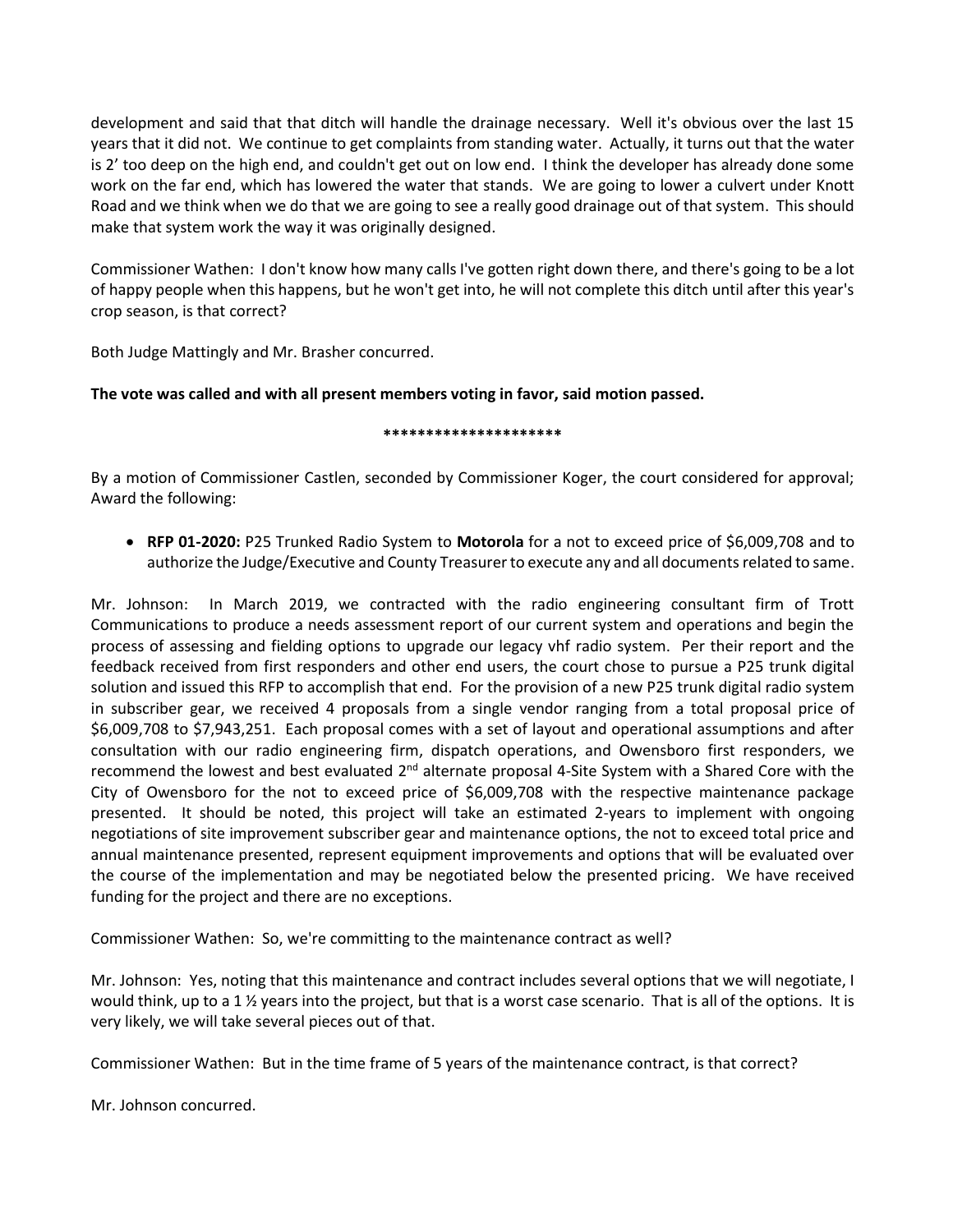development and said that that ditch will handle the drainage necessary. Well it's obvious over the last 15 years that it did not. We continue to get complaints from standing water. Actually, it turns out that the water is 2' too deep on the high end, and couldn't get out on low end. I think the developer has already done some work on the far end, which has lowered the water that stands. We are going to lower a culvert under Knott Road and we think when we do that we are going to see a really good drainage out of that system. This should make that system work the way it was originally designed.

Commissioner Wathen: I don't know how many calls I've gotten right down there, and there's going to be a lot of happy people when this happens, but he won't get into, he will not complete this ditch until after this year's crop season, is that correct?

Both Judge Mattingly and Mr. Brasher concurred.

**The vote was called and with all present members voting in favor, said motion passed.**

**********************

By a motion of Commissioner Castlen, seconded by Commissioner Koger, the court considered for approval; Award the following:

- **RFP 01-2020:** P25 Trunked Radio System to **Motorola** for a not to exceed price of $6,009,708 and to authorize the Judge/Executive and County Treasurer to execute any and all documents related to same.

Mr. Johnson: In March 2019, we contracted with the radio engineering consultant firm of Trott Communications to produce a needs assessment report of our current system and operations and begin the process of assessing and fielding options to upgrade our legacy vhf radio system. Per their report and the feedback received from first responders and other end users, the court chose to pursue a P25 trunk digital solution and issued this RFP to accomplish that end. For the provision of a new P25 trunk digital radio system in subscriber gear, we received 4 proposals from a single vendor ranging from a total proposal price of $6,009,708 to $7,943,251. Each proposal comes with a set of layout and operational assumptions and after consultation with our radio engineering firm, dispatch operations, and Owensboro first responders, we recommend the lowest and best evaluated 2nd alternate proposal 4-Site System with a Shared Core with the City of Owensboro for the not to exceed price of $6,009,708 with the respective maintenance package presented. It should be noted, this project will take an estimated 2-years to implement with ongoing negotiations of site improvement subscriber gear and maintenance options, the not to exceed total price and annual maintenance presented, represent equipment improvements and options that will be evaluated over the course of the implementation and may be negotiated below the presented pricing. We have received funding for the project and there are no exceptions.

Commissioner Wathen: So, we're committing to the maintenance contract as well?

Mr. Johnson: Yes, noting that this maintenance and contract includes several options that we will negotiate, I would think, up to a 1 ½ years into the project, but that is a worst case scenario. That is all of the options. It is very likely, we will take several pieces out of that.

Commissioner Wathen: But in the time frame of 5 years of the maintenance contract, is that correct?

Mr. Johnson concurred.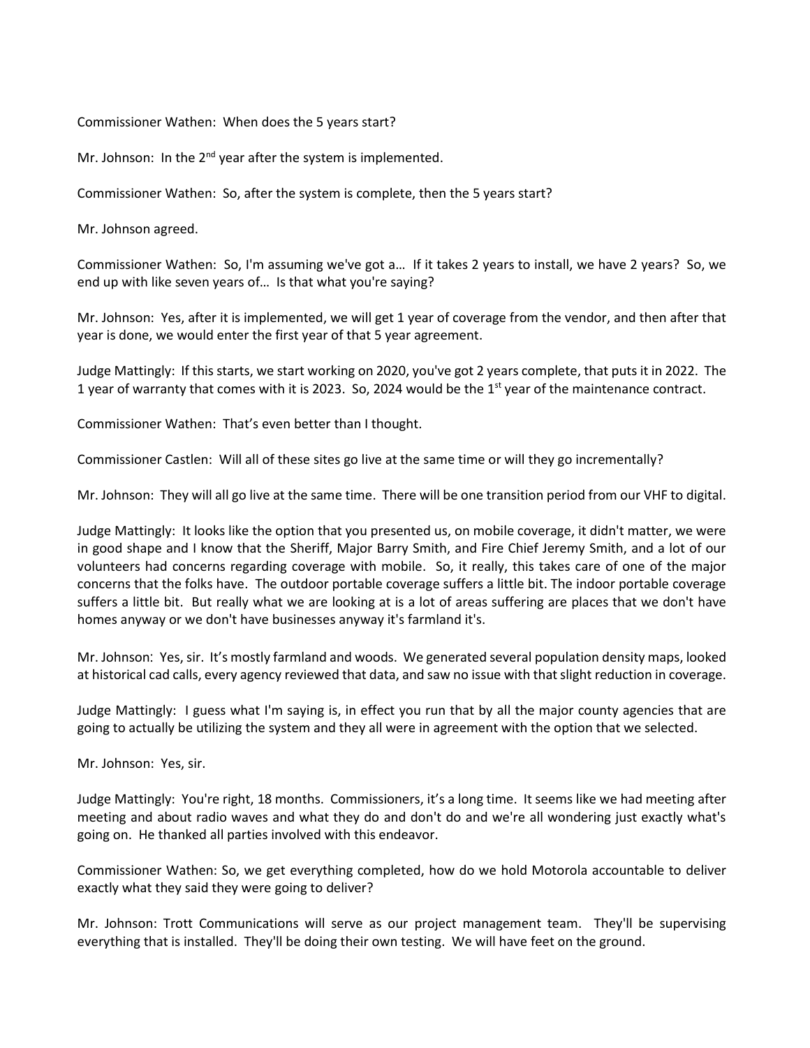Commissioner Wathen: When does the 5 years start?

Mr. Johnson: In the 2nd year after the system is implemented.

Commissioner Wathen: So, after the system is complete, then the 5 years start?

Mr. Johnson agreed.

Commissioner Wathen: So, I'm assuming we've got a… If it takes 2 years to install, we have 2 years? So, we end up with like seven years of… Is that what you're saying?

Mr. Johnson: Yes, after it is implemented, we will get 1 year of coverage from the vendor, and then after that year is done, we would enter the first year of that 5 year agreement.

Judge Mattingly: If this starts, we start working on 2020, you've got 2 years complete, that puts it in 2022. The 1 year of warranty that comes with it is 2023. So, 2024 would be the 1st year of the maintenance contract.

Commissioner Wathen: That's even better than I thought.

Commissioner Castlen: Will all of these sites go live at the same time or will they go incrementally?

Mr. Johnson: They will all go live at the same time. There will be one transition period from our VHF to digital.

Judge Mattingly: It looks like the option that you presented us, on mobile coverage, it didn't matter, we were in good shape and I know that the Sheriff, Major Barry Smith, and Fire Chief Jeremy Smith, and a lot of our volunteers had concerns regarding coverage with mobile. So, it really, this takes care of one of the major concerns that the folks have. The outdoor portable coverage suffers a little bit. The indoor portable coverage suffers a little bit. But really what we are looking at is a lot of areas suffering are places that we don't have homes anyway or we don't have businesses anyway it's farmland it's.

Mr. Johnson: Yes, sir. It's mostly farmland and woods. We generated several population density maps, looked at historical cad calls, every agency reviewed that data, and saw no issue with that slight reduction in coverage.

Judge Mattingly: I guess what I'm saying is, in effect you run that by all the major county agencies that are going to actually be utilizing the system and they all were in agreement with the option that we selected.

Mr. Johnson: Yes, sir.

Judge Mattingly: You're right, 18 months. Commissioners, it's a long time. It seems like we had meeting after meeting and about radio waves and what they do and don't do and we're all wondering just exactly what's going on. He thanked all parties involved with this endeavor.

Commissioner Wathen: So, we get everything completed, how do we hold Motorola accountable to deliver exactly what they said they were going to deliver?

Mr. Johnson: Trott Communications will serve as our project management team. They'll be supervising everything that is installed. They'll be doing their own testing. We will have feet on the ground.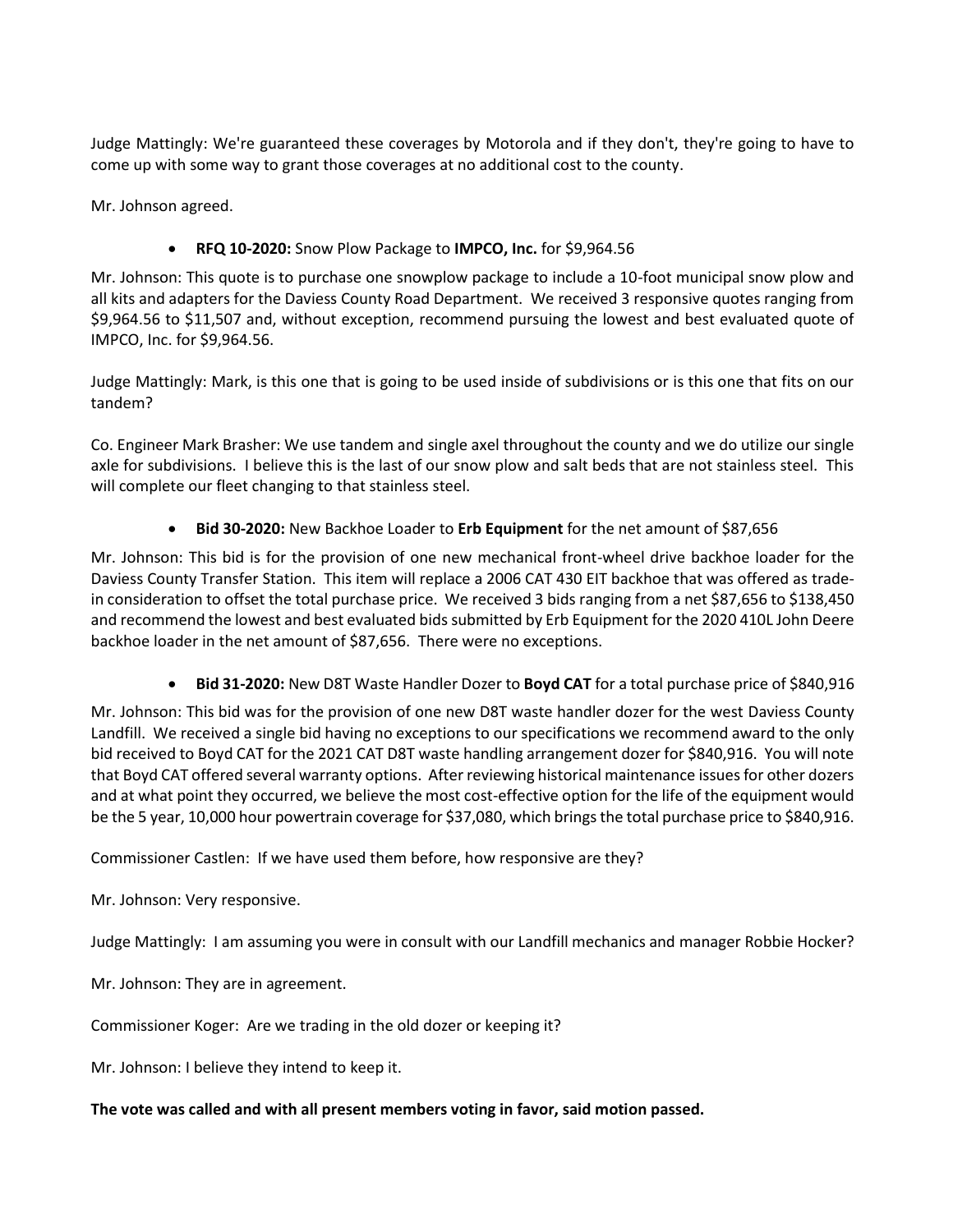Judge Mattingly: We're guaranteed these coverages by Motorola and if they don't, they're going to have to come up with some way to grant those coverages at no additional cost to the county.

Mr. Johnson agreed.

- **RFQ 10-2020:** Snow Plow Package to **IMPCO, Inc.** for $9,964.56

Mr. Johnson: This quote is to purchase one snowplow package to include a 10-foot municipal snow plow and all kits and adapters for the Daviess County Road Department. We received 3 responsive quotes ranging from $9,964.56 to $11,507 and, without exception, recommend pursuing the lowest and best evaluated quote of IMPCO, Inc. for $9,964.56.

Judge Mattingly: Mark, is this one that is going to be used inside of subdivisions or is this one that fits on our tandem?

Co. Engineer Mark Brasher: We use tandem and single axel throughout the county and we do utilize our single axle for subdivisions. I believe this is the last of our snow plow and salt beds that are not stainless steel. This will complete our fleet changing to that stainless steel.

- **Bid 30-2020:** New Backhoe Loader to **Erb Equipment** for the net amount of $87,656

Mr. Johnson: This bid is for the provision of one new mechanical front-wheel drive backhoe loader for the Daviess County Transfer Station. This item will replace a 2006 CAT 430 EIT backhoe that was offered as trade-in consideration to offset the total purchase price. We received 3 bids ranging from a net $87,656 to 138,450 and recommend the lowest and best evaluated bids submitted by Erb Equipment for the 2020 410L John Deere backhoe loader in the net amount of $87,656. There were no exceptions.

- **Bid 31-2020:** New D8T Waste Handler Dozer to **Boyd CAT** for a total purchase price of $840,916

Mr. Johnson: This bid was for the provision of one new D8T waste handler dozer for the west Daviess County Landfill. We received a single bid having no exceptions to our specifications we recommend award to the only bid received to Boyd CAT for the 2021 CAT D8T waste handling arrangement dozer for $840,916. You will note that Boyd CAT offered several warranty options. After reviewing historical maintenance issues for other dozers and at what point they occurred, we believe the most cost-effective option for the life of the equipment would be the 5 year, 10,000 hour powertrain coverage for $37,080, which brings the total purchase price to $840,916.

Commissioner Castlen: If we have used them before, how responsive are they?

Mr. Johnson: Very responsive.

Judge Mattingly: I am assuming you were in consult with our Landfill mechanics and manager Robbie Hocker?

Mr. Johnson: They are in agreement.

Commissioner Koger: Are we trading in the old dozer or keeping it?

Mr. Johnson: I believe they intend to keep it.

**The vote was called and with all present members voting in favor, said motion passed.**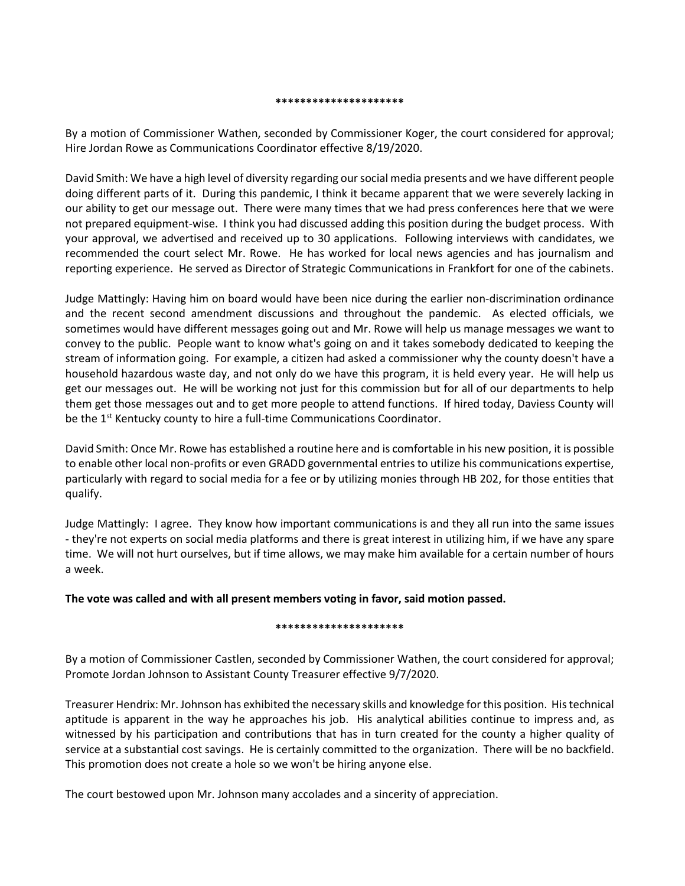*********************

By a motion of Commissioner Wathen, seconded by Commissioner Koger, the court considered for approval; Hire Jordan Rowe as Communications Coordinator effective 8/19/2020.

David Smith: We have a high level of diversity regarding our social media presents and we have different people doing different parts of it. During this pandemic, I think it became apparent that we were severely lacking in our ability to get our message out. There were many times that we had press conferences here that we were not prepared equipment-wise. I think you had discussed adding this position during the budget process. With your approval, we advertised and received up to 30 applications. Following interviews with candidates, we recommended the court select Mr. Rowe. He has worked for local news agencies and has journalism and reporting experience. He served as Director of Strategic Communications in Frankfort for one of the cabinets.

Judge Mattingly: Having him on board would have been nice during the earlier non-discrimination ordinance and the recent second amendment discussions and throughout the pandemic. As elected officials, we sometimes would have different messages going out and Mr. Rowe will help us manage messages we want to convey to the public. People want to know what's going on and it takes somebody dedicated to keeping the stream of information going. For example, a citizen had asked a commissioner why the county doesn't have a household hazardous waste day, and not only do we have this program, it is held every year. He will help us get our messages out. He will be working not just for this commission but for all of our departments to help them get those messages out and to get more people to attend functions. If hired today, Daviess County will be the 1st Kentucky county to hire a full-time Communications Coordinator.

David Smith: Once Mr. Rowe has established a routine here and is comfortable in his new position, it is possible to enable other local non-profits or even GRADD governmental entries to utilize his communications expertise, particularly with regard to social media for a fee or by utilizing monies through HB 202, for those entities that qualify.

Judge Mattingly: I agree. They know how important communications is and they all run into the same issues - they're not experts on social media platforms and there is great interest in utilizing him, if we have any spare time. We will not hurt ourselves, but if time allows, we may make him available for a certain number of hours a week.

**The vote was called and with all present members voting in favor, said motion passed.**

*********************

By a motion of Commissioner Castlen, seconded by Commissioner Wathen, the court considered for approval; Promote Jordan Johnson to Assistant County Treasurer effective 9/7/2020.

Treasurer Hendrix: Mr. Johnson has exhibited the necessary skills and knowledge for this position. His technical aptitude is apparent in the way he approaches his job. His analytical abilities continue to impress and, as witnessed by his participation and contributions that has in turn created for the county a higher quality of service at a substantial cost savings. He is certainly committed to the organization. There will be no backfield. This promotion does not create a hole so we won't be hiring anyone else.

The court bestowed upon Mr. Johnson many accolades and a sincerity of appreciation.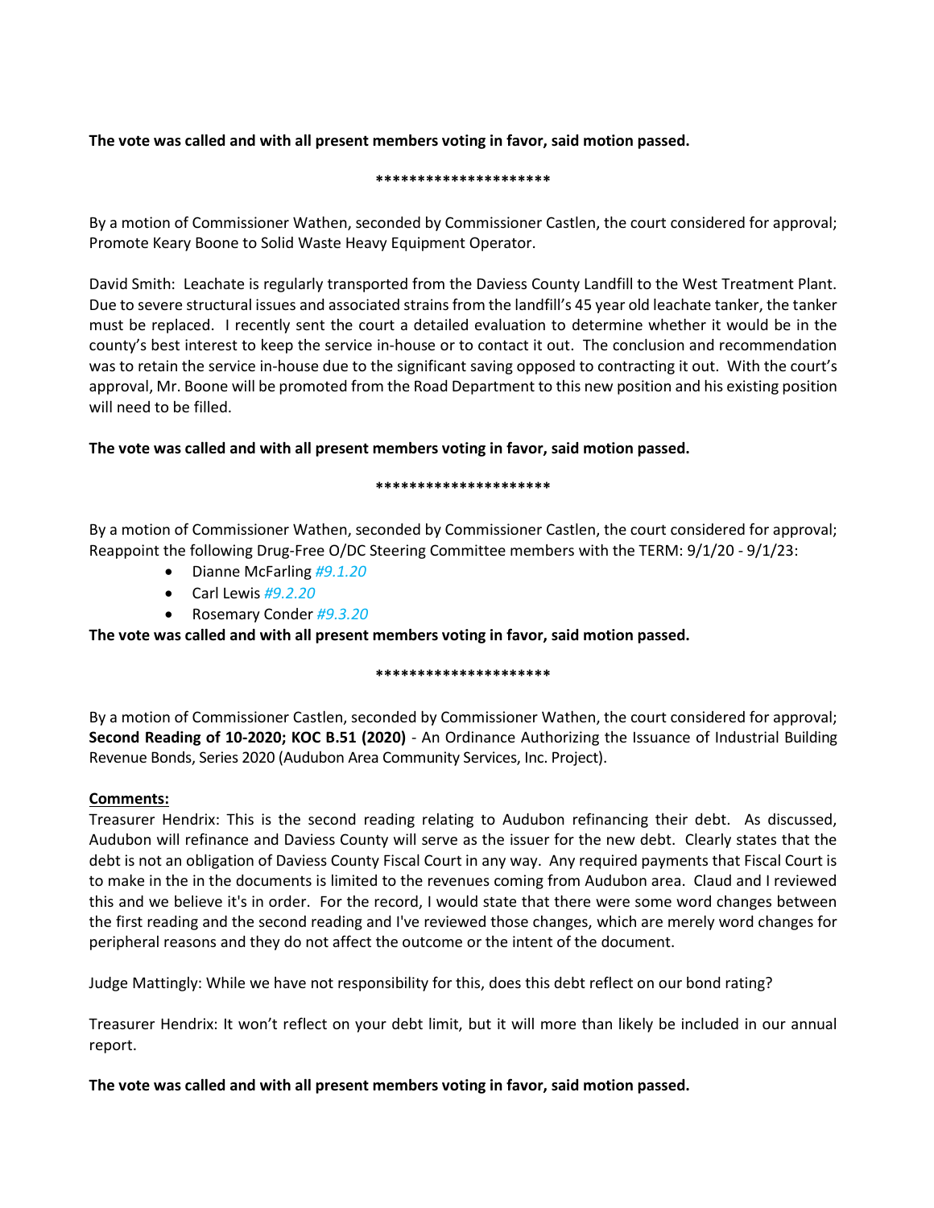**The vote was called and with all present members voting in favor, said motion passed.**

*********************

By a motion of Commissioner Wathen, seconded by Commissioner Castlen, the court considered for approval; Promote Keary Boone to Solid Waste Heavy Equipment Operator.

David Smith: Leachate is regularly transported from the Daviess County Landfill to the West Treatment Plant. Due to severe structural issues and associated strains from the landfill's 45 year old leachate tanker, the tanker must be replaced. I recently sent the court a detailed evaluation to determine whether it would be in the county's best interest to keep the service in-house or to contact it out. The conclusion and recommendation was to retain the service in-house due to the significant saving opposed to contracting it out. With the court's approval, Mr. Boone will be promoted from the Road Department to this new position and his existing position will need to be filled.

**The vote was called and with all present members voting in favor, said motion passed.**

*********************

By a motion of Commissioner Wathen, seconded by Commissioner Castlen, the court considered for approval; Reappoint the following Drug-Free O/DC Steering Committee members with the TERM: 9/1/20 - 9/1/23:

- Dianne McFarling *#9.1.20*
- Carl Lewis *#9.2.20*
- Rosemary Conder *#9.3.20*

**The vote was called and with all present members voting in favor, said motion passed.**

*********************

By a motion of Commissioner Castlen, seconded by Commissioner Wathen, the court considered for approval; **Second Reading of 10-2020; KOC B.51 (2020)** - An Ordinance Authorizing the Issuance of Industrial Building Revenue Bonds, Series 2020 (Audubon Area Community Services, Inc. Project).

**Comments:**

Treasurer Hendrix: This is the second reading relating to Audubon refinancing their debt. As discussed, Audubon will refinance and Daviess County will serve as the issuer for the new debt. Clearly states that the debt is not an obligation of Daviess County Fiscal Court in any way. Any required payments that Fiscal Court is to make in the in the documents is limited to the revenues coming from Audubon area. Claud and I reviewed this and we believe it's in order. For the record, I would state that there were some word changes between the first reading and the second reading and I've reviewed those changes, which are merely word changes for peripheral reasons and they do not affect the outcome or the intent of the document.

Judge Mattingly: While we have not responsibility for this, does this debt reflect on our bond rating?

Treasurer Hendrix: It won't reflect on your debt limit, but it will more than likely be included in our annual report.

**The vote was called and with all present members voting in favor, said motion passed.**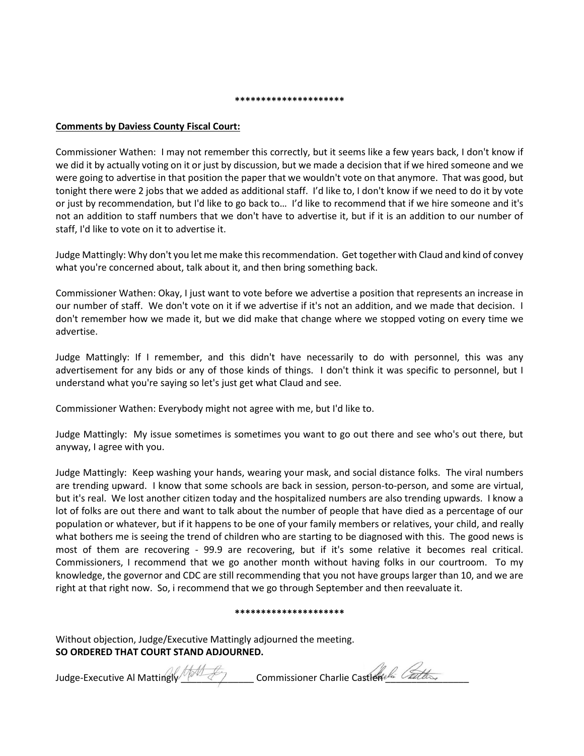*********************

**Comments by Daviess County Fiscal Court:**

Commissioner Wathen: I may not remember this correctly, but it seems like a few years back, I don't know if we did it by actually voting on it or just by discussion, but we made a decision that if we hired someone and we were going to advertise in that position the paper that we wouldn't vote on that anymore. That was good, but tonight there were 2 jobs that we added as additional staff. I'd like to, I don't know if we need to do it by vote or just by recommendation, but I'd like to go back to… I'd like to recommend that if we hire someone and it's not an addition to staff numbers that we don't have to advertise it, but if it is an addition to our number of staff, I'd like to vote on it to advertise it.

Judge Mattingly: Why don't you let me make this recommendation. Get together with Claud and kind of convey what you're concerned about, talk about it, and then bring something back.

Commissioner Wathen: Okay, I just want to vote before we advertise a position that represents an increase in our number of staff. We don't vote on it if we advertise if it's not an addition, and we made that decision. I don't remember how we made it, but we did make that change where we stopped voting on every time we advertise.

Judge Mattingly: If I remember, and this didn't have necessarily to do with personnel, this was any advertisement for any bids or any of those kinds of things. I don't think it was specific to personnel, but I understand what you're saying so let's just get what Claud and see.

Commissioner Wathen: Everybody might not agree with me, but I'd like to.

Judge Mattingly: My issue sometimes is sometimes you want to go out there and see who's out there, but anyway, I agree with you.

Judge Mattingly: Keep washing your hands, wearing your mask, and social distance folks. The viral numbers are trending upward. I know that some schools are back in session, person-to-person, and some are virtual, but it's real. We lost another citizen today and the hospitalized numbers are also trending upwards. I know a lot of folks are out there and want to talk about the number of people that have died as a percentage of our population or whatever, but if it happens to be one of your family members or relatives, your child, and really what bothers me is seeing the trend of children who are starting to be diagnosed with this. The good news is most of them are recovering - 99.9 are recovering, but if it's some relative it becomes real critical. Commissioners, I recommend that we go another month without having folks in our courtroom. To my knowledge, the governor and CDC are still recommending that you not have groups larger than 10, and we are right at that right now. So, i recommend that we go through September and then reevaluate it.

*********************

Without objection, Judge/Executive Mattingly adjourned the meeting.
**SO ORDERED THAT COURT STAND ADJOURNED.**

Judge-Executive Al Mattingly\_\_\_\_\_\_\_\_\_\_\_\_\_\_\_ Commissioner Charlie Castlen\_\_\_\_\_\_\_\_\_\_\_\_\_\_\_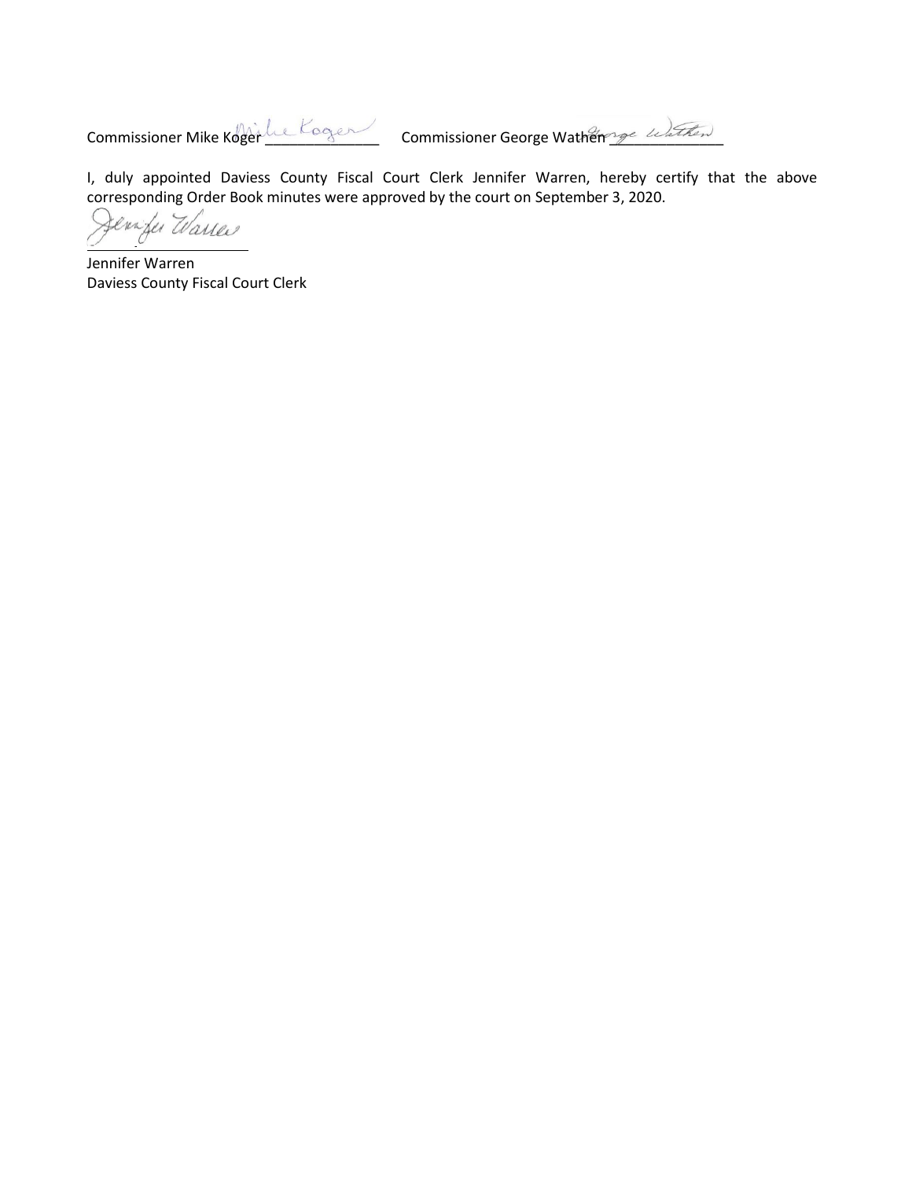Commissioner Mike Koger \_\_\_\_\_\_\_\_\_\_\_\_\_\_ Commissioner George Wathen \_\_\_\_\_\_\_\_\_\_\_\_\_\_

I, duly appointed Daviess County Fiscal Court Clerk Jennifer Warren, hereby certify that the above corresponding Order Book minutes were approved by the court on September 3, 2020.

\_\_\_\_\_\_\_\_\_\_\_\_\_\_\_\_\_\_\_\_\_\_

Jennifer Warren
Daviess County Fiscal Court Clerk